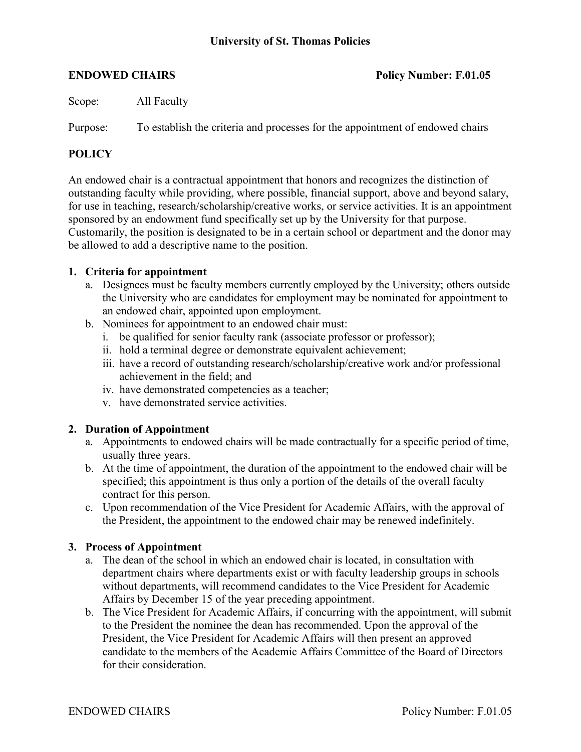University of St. Thomas Policies

**ENDOWED CHAIRS** **Policy Number: F.01.05**

Scope: All Faculty

Purpose: To establish the criteria and processes for the appointment of endowed chairs

## POLICY

An endowed chair is a contractual appointment that honors and recognizes the distinction of outstanding faculty while providing, where possible, financial support, above and beyond salary, for use in teaching, research/scholarship/creative works, or service activities. It is an appointment sponsored by an endowment fund specifically set up by the University for that purpose. Customarily, the position is designated to be in a certain school or department and the donor may be allowed to add a descriptive name to the position.

### 1. Criteria for appointment

a. Designees must be faculty members currently employed by the University; others outside the University who are candidates for employment may be nominated for appointment to an endowed chair, appointed upon employment.

b. Nominees for appointment to an endowed chair must:

  i. be qualified for senior faculty rank (associate professor or professor);

  ii. hold a terminal degree or demonstrate equivalent achievement;

  iii. have a record of outstanding research/scholarship/creative work and/or professional achievement in the field; and

  iv. have demonstrated competencies as a teacher;

  v. have demonstrated service activities.

### 2. Duration of Appointment

a. Appointments to endowed chairs will be made contractually for a specific period of time, usually three years.

b. At the time of appointment, the duration of the appointment to the endowed chair will be specified; this appointment is thus only a portion of the details of the overall faculty contract for this person.

c. Upon recommendation of the Vice President for Academic Affairs, with the approval of the President, the appointment to the endowed chair may be renewed indefinitely.

### 3. Process of Appointment

a. The dean of the school in which an endowed chair is located, in consultation with department chairs where departments exist or with faculty leadership groups in schools without departments, will recommend candidates to the Vice President for Academic Affairs by December 15 of the year preceding appointment.

b. The Vice President for Academic Affairs, if concurring with the appointment, will submit to the President the nominee the dean has recommended. Upon the approval of the President, the Vice President for Academic Affairs will then present an approved candidate to the members of the Academic Affairs Committee of the Board of Directors for their consideration.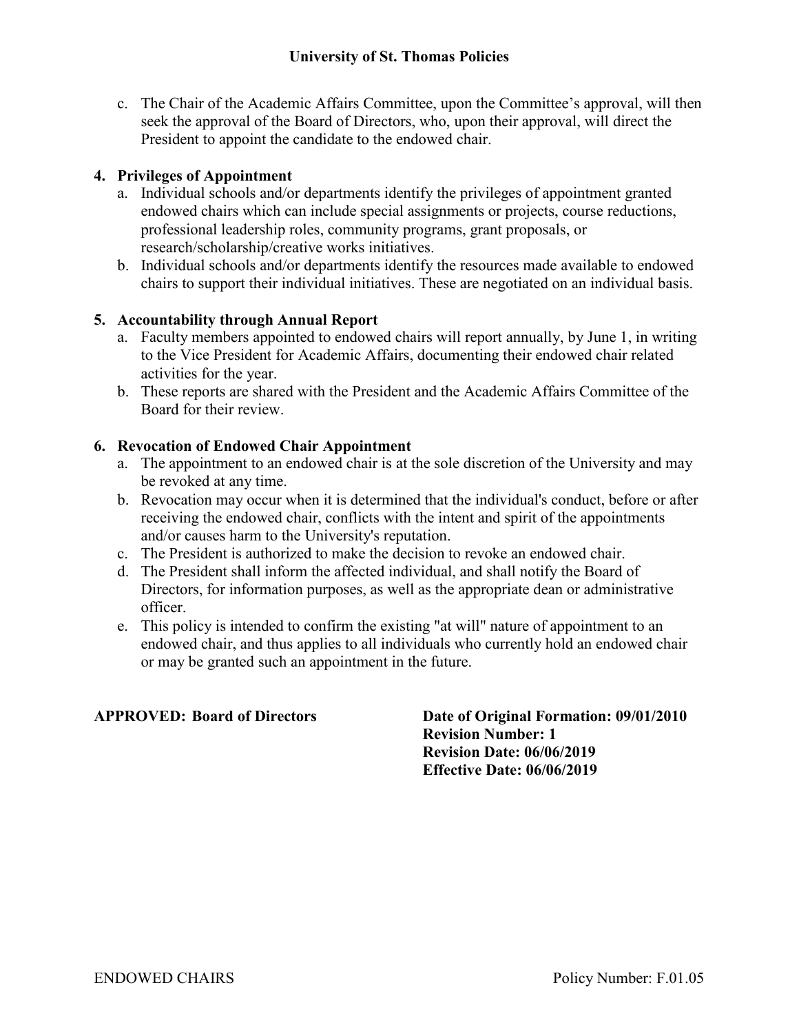c. The Chair of the Academic Affairs Committee, upon the Committee's approval, will then seek the approval of the Board of Directors, who, upon their approval, will direct the President to appoint the candidate to the endowed chair.

**4. Privileges of Appointment**

a. Individual schools and/or departments identify the privileges of appointment granted endowed chairs which can include special assignments or projects, course reductions, professional leadership roles, community programs, grant proposals, or research/scholarship/creative works initiatives.

b. Individual schools and/or departments identify the resources made available to endowed chairs to support their individual initiatives. These are negotiated on an individual basis.

**5. Accountability through Annual Report**

a. Faculty members appointed to endowed chairs will report annually, by June 1, in writing to the Vice President for Academic Affairs, documenting their endowed chair related activities for the year.

b. These reports are shared with the President and the Academic Affairs Committee of the Board for their review.

**6. Revocation of Endowed Chair Appointment**

a. The appointment to an endowed chair is at the sole discretion of the University and may be revoked at any time.

b. Revocation may occur when it is determined that the individual's conduct, before or after receiving the endowed chair, conflicts with the intent and spirit of the appointments and/or causes harm to the University's reputation.

c. The President is authorized to make the decision to revoke an endowed chair.

d. The President shall inform the affected individual, and shall notify the Board of Directors, for information purposes, as well as the appropriate dean or administrative officer.

e. This policy is intended to confirm the existing "at will" nature of appointment to an endowed chair, and thus applies to all individuals who currently hold an endowed chair or may be granted such an appointment in the future.

**APPROVED: Board of Directors**

**Date of Original Formation: 09/01/2010**
**Revision Number: 1**
**Revision Date: 06/06/2019**
**Effective Date: 06/06/2019**